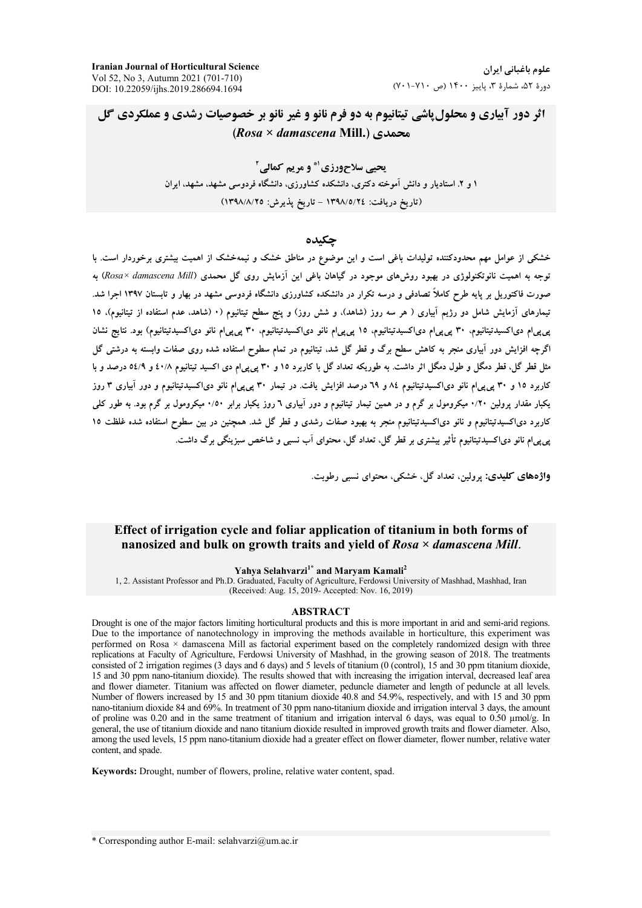Iranian Journal of Horticultural Science
Vol 52, No 3, Autumn 2021 (701-710)
DOI: 10.22059/ijhs.2019.286694.1694

علوم باغبانی ایران
دورهٔ ۵۲، شمارهٔ ۳، پاییز ۱۴۰۰ (ص ۷۱۰-۷۰۱)

# اثر دور آبیاری و محلول‌پاشی تیتانیوم به دو فرم نانو و غیر نانو بر خصوصیات رشدی و عملکردی گل محمدی (*Rosa × damascena* Mill.)

**یحیی سلاح‌ورزی[1*] و مریم کمالی[2]**

۱ و ۲. استادیار و دانش آموخته دکتری، دانشکده کشاورزی، دانشگاه فردوسی مشهد، مشهد، ایران

(تاریخ دریافت: ۱۳۹۸/۵/۲۴ - تاریخ پذیرش: ۱۳۹۸/۸/۲۵)

## چکیده

خشکی از عوامل مهم محدودکننده تولیدات باغی است و این موضوع در مناطق خشک و نیمه‌خشک از اهمیت بیشتری برخوردار است. با توجه به اهمیت نانوتکنولوژی در بهبود روش‌های موجود در گیاهان باغی این آزمایش روی گل محمدی (*Rosa× damascena Mill*) به صورت فاکتوریل بر پایه طرح کاملاً تصادفی و درسه تکرار در دانشکده کشاورزی دانشگاه فردوسی مشهد در بهار و تابستان ۱۳۹۷ اجرا شد. تیمارهای آزمایش شامل دو رژیم آبیاری ( هر سه روز (شاهد)، و شش روز) و پنج سطح تیتانیوم (۰ (شاهد، عدم استفاده از تیتانیوم)، ۱۵ پی‌پی‌ام دی‌اکسیدتیتانیوم، ۳۰ پی‌پی‌ام دی‌اکسیدتیتانیوم، ۱۵ پی‌پی‌ام نانو دی‌اکسیدتیتانیوم، ۳۰ پی‌پی‌ام نانو دی‌اکسیدتیتانیوم) بود. نتایج نشان اگرچه افزایش دور آبیاری منجر به کاهش سطح برگ و قطر گل شد، تیتانیوم در تمام سطوح استفاده شده روی صفات وابسته به درشتی گل مثل قطر گل، قطر دمگل و طول دمگل اثر داشت. به طوریکه تعداد گل با کاربرد ۱۵ و ۳۰ پی‌پی‌ام دی اکسید تیتانیوم ۴۰/۸ و ۵۴/۹ درصد و با کاربرد ۱۵ و ۳۰ پی‌پی‌ام نانو دی‌اکسیدتیتانیوم ۸۴ و ۶۹ درصد افزایش یافت. در تیمار ۳۰ پی‌پی‌ام نانو دی‌اکسیدتیتانیوم و دور آبیاری ۳ روز یکبار مقدار پرولین ۰/۲۰ میکرومول بر گرم و در همین تیمار تیتانیوم و دور آبیاری ۶ روز یکبار برابر ۰/۵۰ میکرومول بر گرم بود. به طور کلی کاربرد دی‌اکسیدتیتانیوم و نانو دی‌اکسیدتیتانیوم منجر به بهبود صفات رشدی و قطر گل شد. همچنین در بین سطوح استفاده شده غلظت ۱۵ پی‌پی‌ام نانو دی‌اکسیدتیتانیوم تأثیر بیشتری بر قطر گل، تعداد گل، محتوای آب نسبی و شاخص سبزینگی برگ داشت.

**واژه‌های کلیدی:** پرولین، تعداد گل، خشکی، محتوای نسبی رطوبت.

# Effect of irrigation cycle and foliar application of titanium in both forms of nanosized and bulk on growth traits and yield of *Rosa × damascena Mill*.

**Yahya Selahvarzi[1*] and Maryam Kamali[2]**

1, 2. Assistant Professor and Ph.D. Graduated, Faculty of Agriculture, Ferdowsi University of Mashhad, Mashhad, Iran
(Received: Aug. 15, 2019- Accepted: Nov. 16, 2019)

## ABSTRACT

Drought is one of the major factors limiting horticultural products and this is more important in arid and semi-arid regions. Due to the importance of nanotechnology in improving the methods available in horticulture, this experiment was performed on Rosa × damascena Mill as factorial experiment based on the completely randomized design with three replications at Faculty of Agriculture, Ferdowsi University of Mashhad, in the growing season of 2018. The treatments consisted of 2 irrigation regimes (3 days and 6 days) and 5 levels of titanium (0 (control), 15 and 30 ppm titanium dioxide, 15 and 30 ppm nano-titanium dioxide). The results showed that with increasing the irrigation interval, decreased leaf area and flower diameter. Titanium was affected on flower diameter, peduncle diameter and length of peduncle at all levels. Number of flowers increased by 15 and 30 ppm titanium dioxide 40.8 and 54.9%, respectively, and with 15 and 30 ppm nano-titanium dioxide 84 and 69%. In treatment of 30 ppm nano-titanium dioxide and irrigation interval 3 days, the amount of proline was 0.20 and in the same treatment of titanium and irrigation interval 6 days, was equal to 0.50 µmol/g. In general, the use of titanium dioxide and nano titanium dioxide resulted in improved growth traits and flower diameter. Also, among the used levels, 15 ppm nano-titanium dioxide had a greater effect on flower diameter, flower number, relative water content, and spade.

**Keywords:** Drought, number of flowers, proline, relative water content, spad.

\* Corresponding author E-mail: selahvarzi@um.ac.ir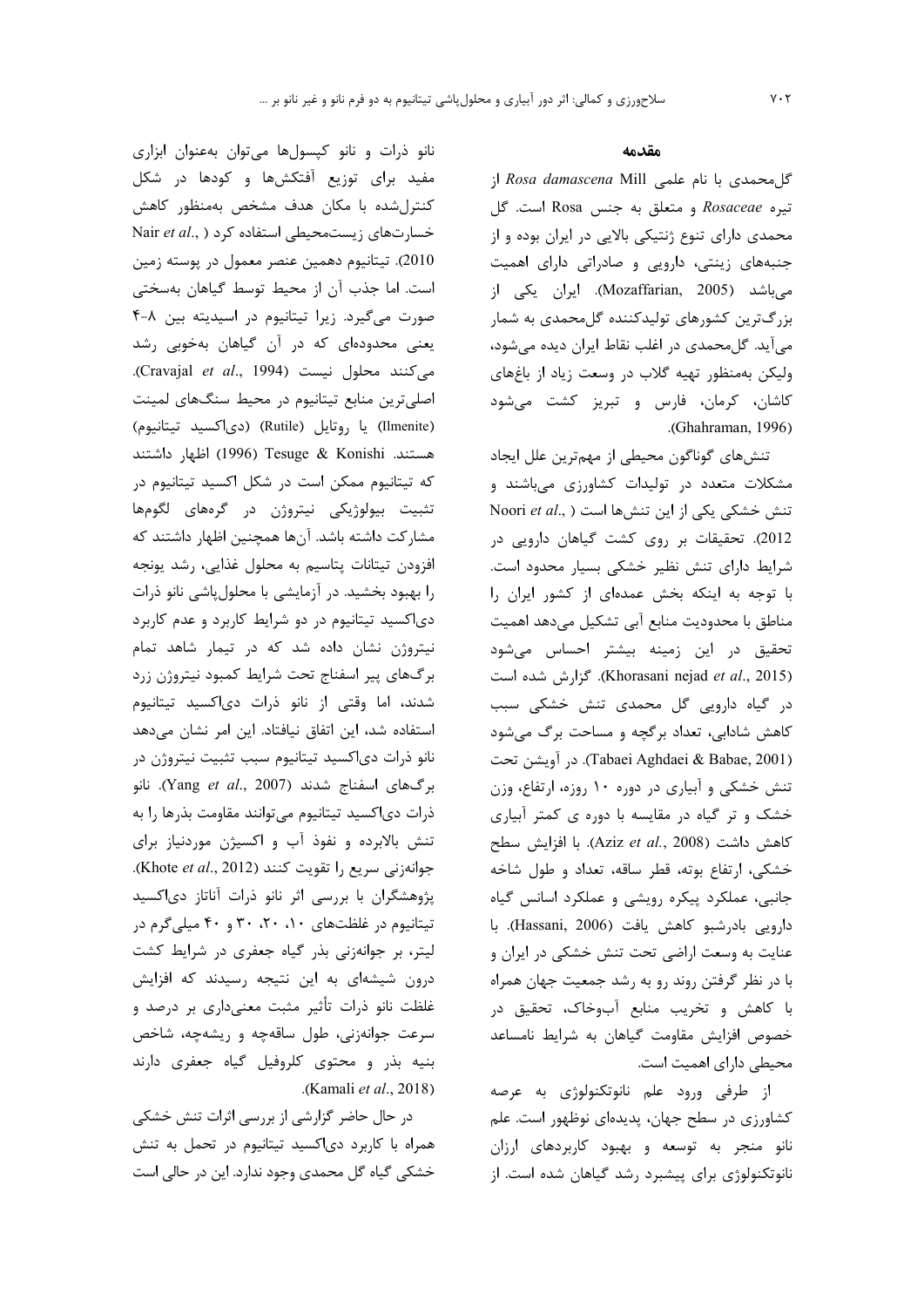## مقدمه

گل‌محمدی با نام علمی *Rosa damascena* Mill از تیره *Rosaceae* و متعلق به جنس Rosa است. گل محمدی دارای تنوع ژنتیکی بالایی در ایران بوده و از جنبه‌های زینتی، دارویی و صادراتی دارای اهمیت می‌باشد (Mozaffarian, 2005). ایران یکی از بزرگ‌ترین کشورهای تولیدکننده گل‌محمدی به شمار می‌آید. گل‌محمدی در اغلب نقاط ایران دیده می‌شود، ولیکن به‌منظور تهیه گلاب در وسعت زیاد از باغ‌های کاشان، کرمان، فارس و تبریز کشت می‌شود (Ghahraman, 1996).

تنش‌های گوناگون محیطی از مهم‌ترین علل ایجاد مشکلات متعدد در تولیدات کشاورزی می‌باشند و تنش خشکی یکی از این تنش‌ها است (Noori *et al*., 2012). تحقیقات بر روی کشت گیاهان دارویی در شرایط دارای تنش نظیر خشکی بسیار محدود است. با توجه به اینکه بخش عمده‌ای از کشور ایران را مناطق با محدودیت منابع آبی تشکیل می‌دهد اهمیت تحقیق در این زمینه بیشتر احساس می‌شود (Khorasani nejad *et al*., 2015). گزارش شده است در گیاه دارویی گل محمدی تنش خشکی سبب کاهش شادابی، تعداد برگچه و مساحت برگ می‌شود (Tabaei Aghdaei & Babae, 2001). در آویشن تحت تنش خشکی و آبیاری در دوره ۱۰ روزه، ارتفاع، وزن خشک و تر گیاه در مقایسه با دوره ی کمتر آبیاری کاهش داشت (Aziz *et al*., 2008). با افزایش سطح خشکی، ارتفاع بوته، قطر ساقه، تعداد و طول شاخه جانبی، عملکرد پیکره رویشی و عملکرد اسانس گیاه دارویی بادرشبو کاهش یافت (Hassani, 2006). با عنایت به وسعت اراضی تحت تنش خشکی در ایران و با در نظر گرفتن روند رو به رشد جمعیت جهان همراه با کاهش و تخریب منابع آب‌وخاک، تحقیق در خصوص افزایش مقاومت گیاهان به شرایط نامساعد محیطی دارای اهمیت است.

از طرفی ورود علم نانوتکنولوژی به عرصه کشاورزی در سطح جهان، پدیده‌ای نوظهور است. علم نانو منجر به توسعه و بهبود کاربردهای ارزان نانوتکنولوژی برای پیشبرد رشد گیاهان شده است. از نانو ذرات و نانو کپسول‌ها می‌توان به‌عنوان ابزاری مفید برای توزیع آفتکش‌ها و کودها در شکل کنترل‌شده با مکان هدف مشخص به‌منظور کاهش خسارت‌های زیست‌محیطی استفاده کرد (Nair *et al*., 2010). تیتانیوم دهمین عنصر معمول در پوسته زمین است. اما جذب آن از محیط توسط گیاهان به‌سختی صورت می‌گیرد. زیرا تیتانیوم در اسیدیته بین ۸-۴ یعنی محدوده‌ای که در آن گیاهان به‌خوبی رشد می‌کنند محلول نیست (Cravajal *et al*., 1994). اصلی‌ترین منابع تیتانیوم در محیط سنگ‌های لمینت (Ilmenite) یا روتایل (Rutile) (دی‌اکسید تیتانیوم) هستند. Tesuge & Konishi (1996) اظهار داشتند که تیتانیوم ممکن است در شکل اکسید تیتانیوم در تثبیت بیولوژیکی نیتروژن در گره‌های لگوم‌ها مشارکت داشته باشد. آن‌ها همچنین اظهار داشتند که افزودن تیتانات پتاسیم به محلول غذایی، رشد یونجه را بهبود بخشید. در آزمایشی با محلول‌پاشی نانو ذرات دی‌اکسید تیتانیوم در دو شرایط کاربرد و عدم کاربرد نیتروژن نشان داده شد که در تیمار شاهد تمام برگ‌های پیر اسفناج تحت شرایط کمبود نیتروژن زرد شدند، اما وقتی از نانو ذرات دی‌اکسید تیتانیوم استفاده شد، این اتفاق نیافتاد. این امر نشان می‌دهد نانو ذرات دی‌اکسید تیتانیوم سبب تثبیت نیتروژن در برگ‌های اسفناج شدند (Yang *et al*., 2007). نانو ذرات دی‌اکسید تیتانیوم می‌توانند مقاومت بذرها را به تنش بالابرده و نفوذ آب و اکسیژن موردنیاز برای جوانه‌زنی سریع را تقویت کنند (Khote *et al*., 2012). پژوهشگران با بررسی اثر نانو ذرات آناتاز دی‌اکسید تیتانیوم در غلظت‌های ۱۰، ۲۰، ۳۰ و ۴۰ میلی‌گرم در لیتر، بر جوانه‌زنی بذر گیاه جعفری در شرایط کشت درون شیشه‌ای به این نتیجه رسیدند که افزایش غلظت نانو ذرات تأثیر مثبت معنی‌داری بر درصد و سرعت جوانه‌زنی، طول ساقه‌چه و ریشه‌چه، شاخص بنیه بذر و محتوی کلروفیل گیاه جعفری دارند (Kamali *et al*., 2018).

در حال حاضر گزارشی از بررسی اثرات تنش خشکی همراه با کاربرد دی‌اکسید تیتانیوم در تحمل به تنش خشکی گیاه گل محمدی وجود ندارد. این در حالی است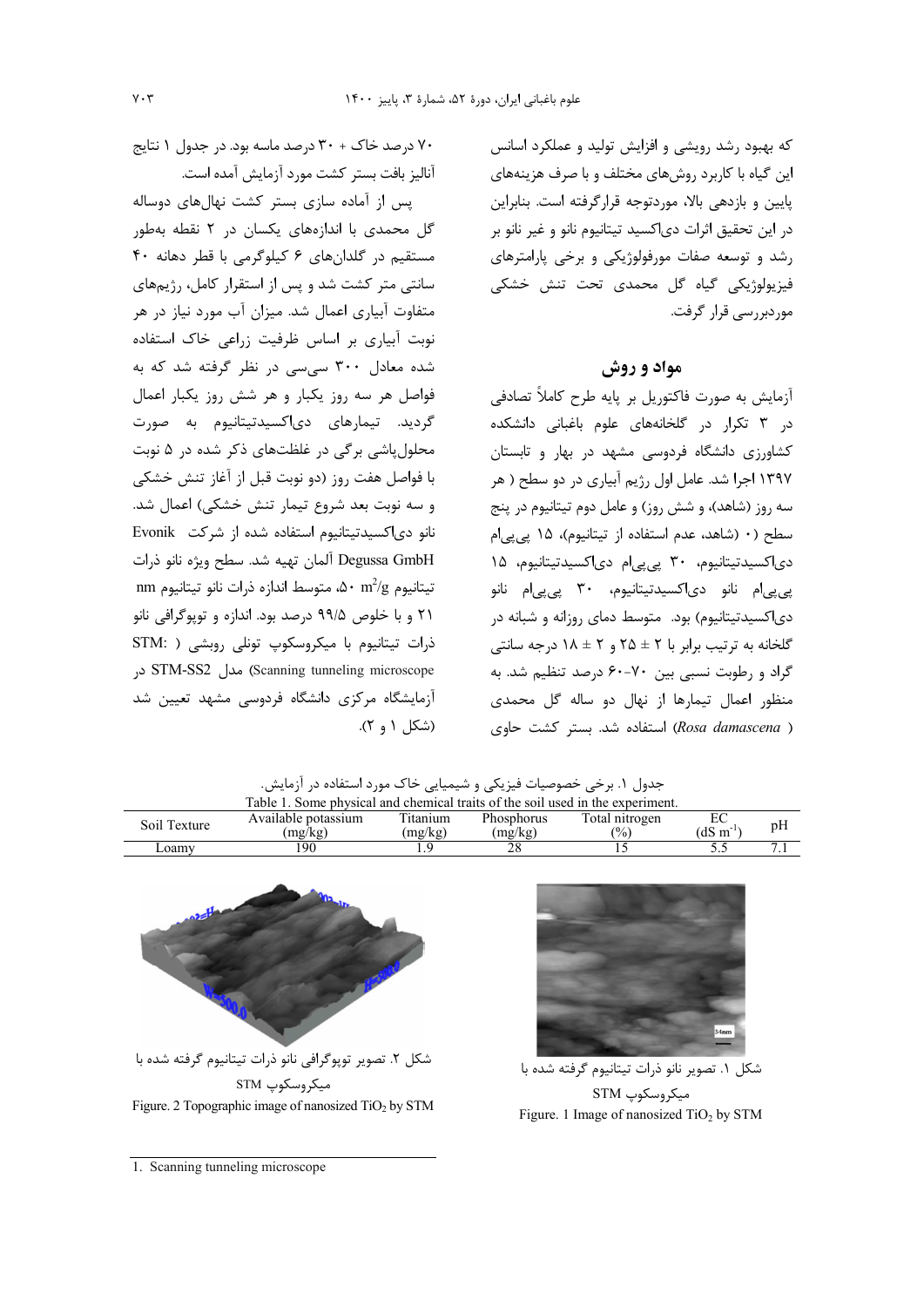که بهبود رشد رویشی و افزایش تولید و عملکرد اسانس این گیاه با کاربرد روش‌های مختلف و با صرف هزینه‌های پایین و بازدهی بالا، موردتوجه قرارگرفته است. بنابراین در این تحقیق اثرات دی‌اکسید تیتانیوم نانو و غیر نانو بر رشد و توسعه صفات مورفولوژیکی و برخی پارامترهای فیزیولوژیکی گیاه گل محمدی تحت تنش خشکی موردبررسی قرار گرفت.

## مواد و روش

آزمایش به صورت فاکتوریل بر پایه طرح کاملاً تصادفی در ۳ تکرار در گلخانه‌های علوم باغبانی دانشکده کشاورزی دانشگاه فردوسی مشهد در بهار و تابستان ۱۳۹۷ اجرا شد. عامل اول رژیم آبیاری در دو سطح ( هر سه روز (شاهد)، و شش روز) و عامل دوم تیتانیوم در پنج سطح (۰ (شاهد، عدم استفاده از تیتانیوم)، ۱۵ پی‌پی‌ام دی‌اکسیدتیتانیوم، ۳۰ پی‌پی‌ام دی‌اکسیدتیتانیوم، ۱۵ پی‌پی‌ام نانو دی‌اکسیدتیتانیوم، ۳۰ پی‌پی‌ام نانو دی‌اکسیدتیتانیوم) بود. متوسط دمای روزانه و شبانه در گلخانه به ترتیب برابر با ۲ ± ۲۵ و ۲ ± ۱۸ درجه سانتی گراد و رطوبت نسبی بین ۷۰-۶۰ درصد تنظیم شد. به منظور اعمال تیمارها از نهال دو ساله گل محمدی (*Rosa damascena*) استفاده شد. بستر کشت حاوی ۷۰ درصد خاک + ۳۰ درصد ماسه بود. در جدول ۱ نتایج آنالیز بافت بستر کشت مورد آزمایش آمده است.

پس از آماده سازی بستر کشت نهال‌های دوساله گل محمدی با اندازه‌های یکسان در ۲ نقطه به‌طور مستقیم در گلدان‌های ۶ کیلوگرمی با قطر دهانه ۴۰ سانتی متر کشت شد و پس از استقرار کامل، رژیم‌های متفاوت آبیاری اعمال شد. میزان آب مورد نیاز در هر نوبت آبیاری بر اساس ظرفیت زراعی خاک استفاده شده معادل ۳۰۰ سی‌سی در نظر گرفته شد که به فواصل هر سه روز یکبار و هر شش روز یکبار اعمال گردید. تیمارهای دی‌اکسیدتیتانیوم به صورت محلول‌پاشی برگی در غلظت‌های ذکر شده در ۵ نوبت با فواصل هفت روز (دو نوبت قبل از آغاز تنش خشکی و سه نوبت بعد شروع تیمار تنش خشکی) اعمال شد. نانو دی‌اکسیدتیتانیوم استفاده شده از شرکت Evonik Degussa GmbH آلمان تهیه شد. سطح ویژه نانو ذرات تیتانیوم $50\ m^2/g$، متوسط اندازه ذرات نانو تیتانیوم ۲۱ nm و با خلوص ۹۹/۵ درصد بود. اندازه و توپوگرافی نانو ذرات تیتانیوم با میکروسکوپ تونلی روبشی ( STM: Scanning tunneling microscope) مدل STM-SS2 در آزمایشگاه مرکزی دانشگاه فردوسی مشهد تعیین شد (شکل ۱ و ۲).

جدول ۱. برخی خصوصیات فیزیکی و شیمیایی خاک مورد استفاده در آزمایش.

Table 1. Some physical and chemical traits of the soil used in the experiment.

| Soil Texture | Available potassium (mg/kg) | Titanium (mg/kg) | Phosphorus (mg/kg) | Total nitrogen (%) | EC ($dS\ m^{-1}$) | pH |
|---|---|---|---|---|---|---|
| Loamy | 190 | 1.9 | 28 | 15 | 5.5 | 7.1 |

شکل ۱. تصویر نانو ذرات تیتانیوم گرفته شده با میکروسکوپ STM

Figure. 1 Image of nanosized $TiO_2$ by STM

شکل ۲. تصویر توپوگرافی نانو ذرات تیتانیوم گرفته شده با میکروسکوپ STM

Figure. 2 Topographic image of nanosized $TiO_2$ by STM

1. Scanning tunneling microscope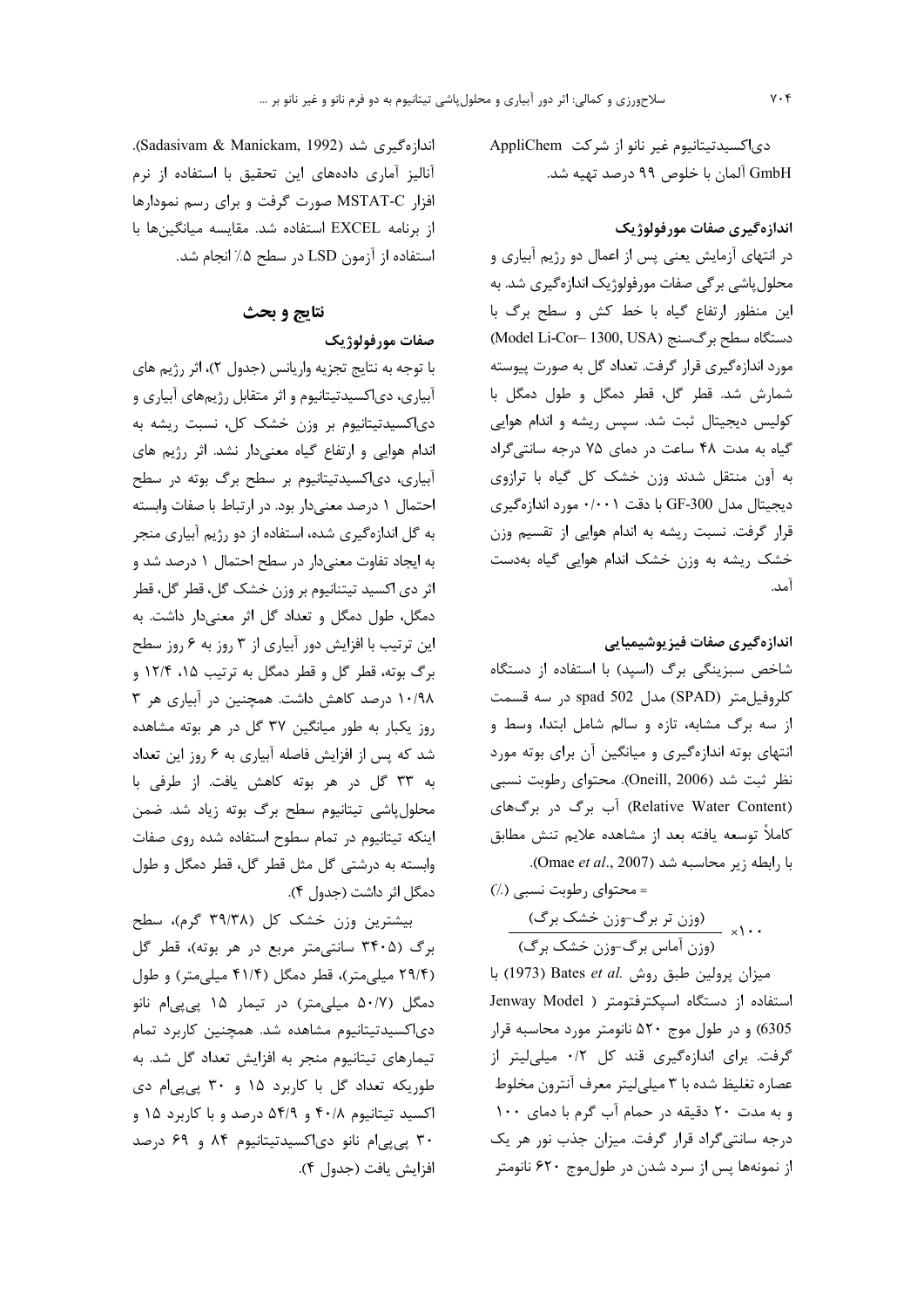دی‌اکسیدتیتانیوم غیر نانو از شرکت AppliChem GmbH آلمان با خلوص ۹۹ درصد تهیه شد.

### اندازه‌گیری صفات مورفولوژیک

در انتهای آزمایش یعنی پس از اعمال دو رژیم آبیاری و محلول‌پاشی برگی صفات مورفولوژیک اندازه‌گیری شد. به این منظور ارتفاع گیاه با خط کش و سطح برگ با دستگاه سطح برگ‌سنج (Model Li-Cor– 1300, USA) مورد اندازه‌گیری قرار گرفت. تعداد گل به صورت پیوسته شمارش شد. قطر گل، قطر دمگل و طول دمگل با کولیس دیجیتال ثبت شد. سپس ریشه و اندام هوایی گیاه به مدت ۴۸ ساعت در دمای ۷۵ درجه سانتی‌گراد به آون منتقل شدند وزن خشک کل گیاه با ترازوی دیجیتال مدل GF-300 با دقت ۰/۰۰۱ مورد اندازه‌گیری قرار گرفت. نسبت ریشه به اندام هوایی از تقسیم وزن خشک ریشه به وزن خشک اندام هوایی گیاه به‌دست آمد.

### اندازه‌گیری صفات فیزیوشیمیایی

شاخص سبزینگی برگ (اسپد) با استفاده از دستگاه کلروفیل‌متر (SPAD) مدل spad 502 در سه قسمت از سه برگ مشابه، تازه و سالم شامل ابتدا، وسط و انتهای بوته اندازه‌گیری و میانگین آن برای بوته مورد نظر ثبت شد (Oneill, 2006). محتوای رطوبت نسبی (Relative Water Content) آب برگ در برگ‌های کاملاً توسعه یافته بعد از مشاهده علایم تنش مطابق با رابطه زیر محاسبه شد (Omae *et al*., 2007).

$$\text{محتوای رطوبت نسبی (٪)} = \frac{\text{(وزن تر برگ-وزن خشک برگ)}}{\text{(وزن آماس برگ-وزن خشک برگ)}} \times 100$$

میزان پرولین طبق روش Bates *et al*. (1973) با استفاده از دستگاه اسپکتروفتومتر ( Jenway Model 6305) و در طول موج ۵۲۰ نانومتر مورد محاسبه قرار گرفت. برای اندازه‌گیری قند کل ۰/۲ میلی‌لیتر از عصاره تغلیظ شده با ۳ میلی‌لیتر معرف آنترون مخلوط و به مدت ۲۰ دقیقه در حمام آب گرم با دمای ۱۰۰ درجه سانتی‌گراد قرار گرفت. میزان جذب نور هر یک از نمونه‌ها پس از سرد شدن در طول‌موج ۶۲۰ نانومتر اندازه‌گیری شد (Sadasivam & Manickam, 1992). آنالیز آماری داده‌های این تحقیق با استفاده از نرم افزار MSTAT-C صورت گرفت و برای رسم نمودارها از برنامه EXCEL استفاده شد. مقایسه میانگین‌ها با استفاده از آزمون LSD در سطح ۵٪ انجام شد.

## نتایج و بحث

### صفات مورفولوژیک

با توجه به نتایج تجزیه واریانس (جدول ۲)، اثر رژیم های آبیاری، دی‌اکسیدتیتانیوم و اثر متقابل رژیم‌های آبیاری و دی‌اکسیدتیتانیوم بر وزن خشک کل، نسبت ریشه به اندام هوایی و ارتفاع گیاه معنی‌دار نشد. اثر رژیم های آبیاری، دی‌اکسیدتیتانیوم بر سطح برگ بوته در سطح احتمال ۱ درصد معنی‌دار بود. در ارتباط با صفات وابسته به گل اندازه‌گیری شده، استفاده از دو رژیم آبیاری منجر به ایجاد تفاوت معنی‌دار در سطح احتمال ۱ درصد شد و اثر دی اکسید تیتانیوم بر وزن خشک گل، قطر گل، قطر دمگل، طول دمگل و تعداد گل اثر معنی‌دار داشت. به این ترتیب با افزایش دور آبیاری از ۳ روز به ۶ روز سطح برگ بوته، قطر گل و قطر دمگل به ترتیب ۱۵، ۱۲/۴ و ۱۰/۹۸ درصد کاهش داشت. همچنین در آبیاری هر ۳ روز یکبار به طور میانگین ۳۷ گل در هر بوته مشاهده شد که پس از افزایش فاصله آبیاری به ۶ روز این تعداد به ۳۳ گل در هر بوته کاهش یافت. از طرفی با محلول‌پاشی تیتانیوم سطح برگ بوته زیاد شد. ضمن اینکه تیتانیوم در تمام سطوح استفاده شده روی صفات وابسته به درشتی گل مثل قطر گل، قطر دمگل و طول دمگل اثر داشت (جدول ۴).

بیشترین وزن خشک کل (۳۹/۳۸ گرم)، سطح برگ (۳۴۰۵ سانتی‌متر مربع در هر بوته)، قطر گل (۲۹/۴ میلی‌متر)، قطر دمگل (۴۱/۴ میلی‌متر) و طول دمگل (۵۰/۷ میلی‌متر) در تیمار ۱۵ پی‌پی‌ام نانو دی‌اکسیدتیتانیوم مشاهده شد. همچنین کاربرد تمام تیمارهای تیتانیوم منجر به افزایش تعداد گل شد. به طوریکه تعداد گل با کاربرد ۱۵ و ۳۰ پی‌پی‌ام دی اکسید تیتانیوم ۴۰/۸ و ۵۴/۹ درصد و با کاربرد ۱۵ و ۳۰ پی‌پی‌ام نانو دی‌اکسیدتیتانیوم ۸۴ و ۶۹ درصد افزایش یافت (جدول ۴).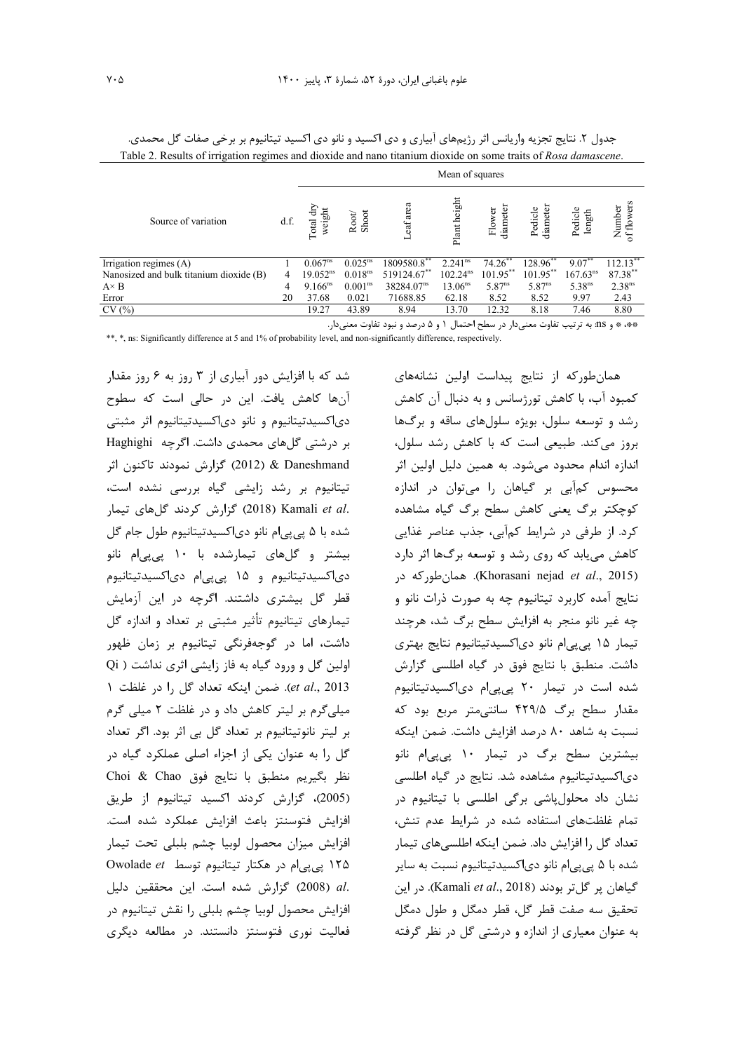جدول ۲. نتایج تجزیه واریانس اثر رژیم‌های آبیاری و دی اکسید و نانو دی اکسید تیتانیوم بر برخی صفات گل محمدی.

Table 2. Results of irrigation regimes and dioxide and nano titanium dioxide on some traits of *Rosa damascene*.

| Source of variation | d.f. | Mean of squares | | | | | | | |
|---|---|---|---|---|---|---|---|---|---|
| | | Total dry weight | Root/ Shoot | Leaf area | Plant height | Flower diameter | Pedicle diameter | Pedicle length | Number of flowers |
| Irrigation regimes (A) | 1 | 0.067[ns] | 0.025[ns] | 1809580.8[**] | 2.241[ns] | 74.26[**] | 128.96[**] | 9.07[**] | 112.13[**] |
| Nanosized and bulk titanium dioxide (B) | 4 | 19.052[ns] | 0.018[ns] | 519124.67[**] | 102.24[ns] | 101.95[**] | 101.95[**] | 167.63[ns] | 87.38[**] |
| A× B | 4 | 9.166[ns] | 0.001[ns] | 38284.07[ns] | 13.06[ns] | 5.87[ns] | 5.87[ns] | 5.38[ns] | 2.38[ns] |
| Error | 20 | 37.68 | 0.021 | 71688.85 | 62.18 | 8.52 | 8.52 | 9.97 | 2.43 |
| CV (%) | | 19.27 | 43.89 | 8.94 | 13.70 | 12.32 | 8.18 | 7.46 | 8.80 |

**، * و ns: به ترتیب تفاوت معنی‌دار در سطح احتمال ۱ و ۵ درصد و نبود تفاوت معنی‌دار.

**, *, ns: Significantly difference at 5 and 1% of probability level, and non-significantly difference, respectively.

همان‌طورکه از نتایج پیداست اولین نشانه‌های کمبود آب، با کاهش تورژسانس و به دنبال آن کاهش رشد و توسعه سلول، بویژه سلول‌های ساقه و برگ‌ها بروز می‌کند. طبیعی است که با کاهش رشد سلول، اندازه اندام محدود می‌شود. به همین دلیل اولین اثر محسوس کم‌آبی بر گیاهان را می‌توان در اندازه کوچکتر برگ یعنی کاهش سطح برگ گیاه مشاهده کرد. از طرفی در شرایط کم‌آبی، جذب عناصر غذایی کاهش می‌یابد که روی رشد و توسعه برگ‌ها اثر دارد (Khorasani nejad *et al*., 2015). همان‌طورکه در نتایج آمده کاربرد تیتانیوم چه به صورت ذرات نانو و چه غیر نانو منجر به افزایش سطح برگ شد، هرچند تیمار ۱۵ پی‌پی‌ام نانو دی‌اکسیدتیتانیوم نتایج بهتری داشت. منطبق با نتایج فوق در گیاه اطلسی گزارش شده است در تیمار ۲۰ پی‌پی‌ام دی‌اکسیدتیتانیوم مقدار سطح برگ ۴۲۹/۵ سانتی‌متر مربع بود که نسبت به شاهد ۸۰ درصد افزایش داشت. ضمن اینکه بیشترین سطح برگ در تیمار ۱۰ پی‌پی‌ام نانو دی‌اکسیدتیتانیوم مشاهده شد. نتایج در گیاه اطلسی نشان داد محلول‌پاشی برگی اطلسی با تیتانیوم در تمام غلظت‌های استفاده شده در شرایط عدم تنش، تعداد گل را افزایش داد. ضمن اینکه اطلسی‌های تیمار شده با ۵ پی‌پی‌ام نانو دی‌اکسیدتیتانیوم نسبت به سایر گیاهان پر گل‌تر بودند (Kamali *et al*., 2018). در این تحقیق سه صفت قطر گل، قطر دمگل و طول دمگل به عنوان معیاری از اندازه و درشتی گل در نظر گرفته شد که با افزایش دور آبیاری از ۳ روز به ۶ روز مقدار آن‌ها کاهش یافت. این در حالی است که سطوح دی‌اکسیدتیتانیوم و نانو دی‌اکسیدتیتانیوم اثر مثبتی بر درشتی گل‌های محمدی داشت. اگرچه Haghighi & Daneshmand (2012) گزارش نمودند تاکنون اثر تیتانیوم بر رشد زایشی گیاه بررسی نشده است، Kamali *et al*. (2018) گزارش کردند گل‌های تیمار شده با ۵ پی‌پی‌ام نانو دی‌اکسیدتیتانیوم طول جام گل بیشتر و گل‌های تیمارشده با ۱۰ پی‌پی‌ام نانو دی‌اکسیدتیتانیوم و ۱۵ پی‌پی‌ام دی‌اکسیدتیتانیوم قطر گل بیشتری داشتند. اگرچه در این آزمایش تیمارهای تیتانیوم تأثیر مثبتی بر تعداد و اندازه گل داشت، اما در گوجه‌فرنگی تیتانیوم بر زمان ظهور اولین گل و ورود گیاه به فاز زایشی اثری نداشت (Qi *et al*., 2013). ضمن اینکه تعداد گل را در غلظت ۱ میلی‌گرم بر لیتر کاهش داد و در غلظت ۲ میلی گرم بر لیتر نانوتیتانیوم بر تعداد گل بی اثر بود. اگر تعداد گل را به عنوان یکی از اجزاء اصلی عملکرد گیاه در نظر بگیریم منطبق با نتایج فوق Choi & Chao (2005)، گزارش کردند اکسید تیتانیوم از طریق افزایش فتوسنتز باعث افزایش عملکرد شده است. افزایش میزان محصول لوبیا چشم بلبلی تحت تیمار ۱۲۵ پی‌پی‌ام در هکتار تیتانیوم توسط Owolade *et al*. (2008) گزارش شده است. این محققین دلیل افزایش محصول لوبیا چشم بلبلی را نقش تیتانیوم در فعالیت نوری فتوسنتز دانستند. در مطالعه دیگری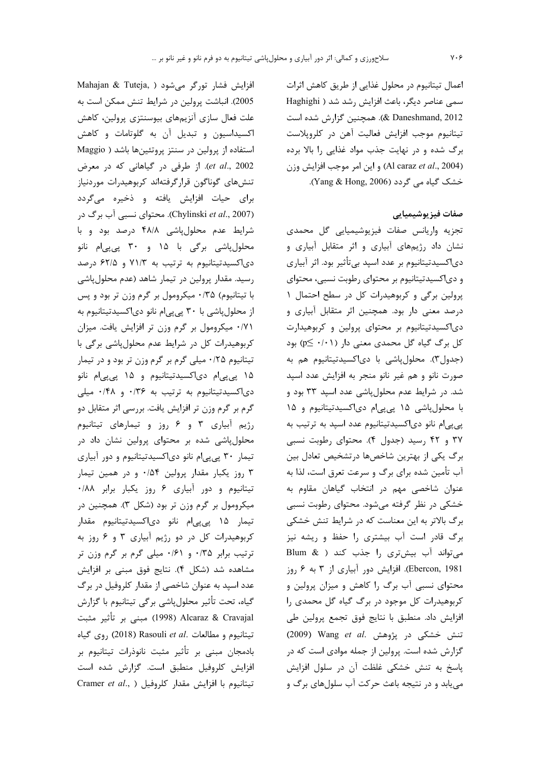اعمال تیتانیوم در محلول غذایی از طریق کاهش اثرات سمی عناصر دیگر، باعث افزایش رشد شد ( Haghighi & Daneshmand, 2012). همچنین گزارش شده است تیتانیوم موجب افزایش فعالیت آهن در کلروپلاست برگ شده و در نهایت جذب مواد غذایی را بالا برده (Al caraz *et al*., 2004) و این امر موجب افزایش وزن خشک گیاه می گردد (Yang & Hong, 2006).

### صفات فیزیوشیمیایی

تجزیه واریانس صفات فیزیوشیمیایی گل محمدی نشان داد رژیم‌های آبیاری و اثر متقابل آبیاری و دی‌اکسیدتیتانیوم بر عدد اسپد بی‌تأثیر بود. اثر آبیاری و دی‌اکسیدتیتانیوم بر محتوای رطوبت نسبی، محتوای پرولین برگی و کربوهیدرات کل در سطح احتمال ۱ درصد معنی دار بود. همچنین اثر متقابل آبیاری و دی‌اکسیدتیتانیوم بر محتوای پرولین و کربوهیدارت کل برگ گیاه گل محمدی معنی دار ($p\leq ۰/۰۱$) بود (جدول۳). محلول‌پاشی با دی‌اکسیدتیتانیوم هم به صورت نانو و هم غیر نانو منجر به افزایش عدد اسپد شد. در شرایط عدم محلول‌پاشی عدد اسپد ۳۳ بود و با محلول‌پاشی ۱۵ پی‌پی‌ام دی‌اکسیدتیتانیوم و ۱۵ پی‌پی‌ام نانو دی‌اکسیدتیتانیوم عدد اسپد به ترتیب به ۳۷ و ۴۲ رسید (جدول ۴). محتوای رطوبت نسبی برگ یکی از بهترین شاخص‌ها درتشخیص تعادل بین آب تأمین شده برای برگ و سرعت تعرق است، لذا به عنوان شاخصی مهم در انتخاب گیاهان مقاوم به خشکی در نظر گرفته می‌شود. محتوای رطوبت نسبی برگ بالاتر به این معناست که در شرایط تنش خشکی برگ قادر است آب بیشتری را حفظ و ریشه نیز می‌تواند آب بیش‌تری را جذب کند ( Blum & Ebercon, 1981). افزایش دور آبیاری از ۳ به ۶ روز محتوای نسبی آب برگ را کاهش و میزان پرولین و کربوهیدرات کل موجود در برگ گیاه گل محمدی را افزایش داد. منطبق با نتایج فوق تجمع پرولین طی تنش خشکی در پژوهش Wang *et al*. (2009) گزارش شده است. پرولین از جمله موادی است که در پاسخ به تنش خشکی غلظت آن در سلول افزایش می‌یابد و در نتیجه باعث حرکت آب سلول‌های برگ و افزایش فشار تورگر می‌شود ( Mahajan & Tuteja, 2005). انباشت پرولین در شرایط تنش ممکن است به علت فعال سازی آنزیم‌های بیوسنتزی پرولین، کاهش اکسیداسیون و تبدیل آن به گلوتامات و کاهش استفاده از پرولین در سنتز پروتئین‌ها باشد ( Maggio *et al*., 2002). از طرفی در گیاهانی که در معرض تنش‌های گوناگون قرارگرفته‌اند کربوهیدرات موردنیاز برای حیات افزایش یافته و ذخیره می‌گردد (Chylinski *et al*., 2007). محتوای نسبی آب برگ در شرایط عدم محلول‌پاشی ۴۸/۸ درصد بود و با محلول‌پاشی برگی با ۱۵ و ۳۰ پی‌پی‌ام نانو دی‌اکسیدتیتانیوم به ترتیب به ۷۱/۳ و ۶۲/۵ درصد رسید. مقدار پرولین در تیمار شاهد (عدم محلول‌پاشی با تیتانیوم) ۰/۳۵ میکرومول بر گرم وزن تر بود و پس از محلول‌پاشی با ۳۰ پی‌پی‌ام نانو دی‌اکسیدتیتانیوم به ۰/۷۱ میکرومول بر گرم وزن تر افزایش یافت. میزان کربوهیدرات کل در شرایط عدم محلول‌پاشی برگی با تیتانیوم ۰/۲۵ میلی گرم بر گرم وزن تر بود و در تیمار ۱۵ پی‌پی‌ام دی‌اکسیدتیتانیوم و ۱۵ پی‌پی‌ام نانو دی‌اکسیدتیتانیوم به ترتیب به ۰/۳۶ و ۰/۴۸ میلی گرم بر گرم وزن تر افزایش یافت. بررسی اثر متقابل دو رژیم آبیاری ۳ و ۶ روز و تیمارهای تیتانیوم محلول‌پاشی شده بر محتوای پرولین نشان داد در تیمار ۳۰ پی‌پی‌ام نانو دی‌اکسیدتیتانیوم و دور آبیاری ۳ روز یکبار مقدار پرولین ۰/۵۴ و در همین تیمار تیتانیوم و دور آبیاری ۶ روز یکبار برابر ۰/۸۸ میکرومول بر گرم وزن تر بود (شکل ۳). همچنین در تیمار ۱۵ پی‌پی‌ام نانو دی‌اکسیدتیتانیوم مقدار کربوهیدرات کل در دو رژیم آبیاری ۳ و ۶ روز به ترتیب برابر ۰/۳۵ و ۰/۶۱ میلی گرم بر گرم وزن تر مشاهده شد (شکل ۴). نتایج فوق مبنی بر افزایش عدد اسپد به عنوان شاخصی از مقدار کلروفیل در برگ گیاه، تحت تأثیر محلول‌پاشی برگی تیتانیوم با گزارش Alcaraz & Cravajal (1998) مبنی بر تأثیر مثبت تیتانیوم و مطالعات Rasouli *et al*. (2018) روی گیاه بادمجان مبنی بر تأثیر مثبت نانوذرات تیتانیوم بر افزایش کلروفیل منطبق است. گزارش شده است تیتانیوم با افزایش مقدار کلروفیل ( Cramer *et al*.,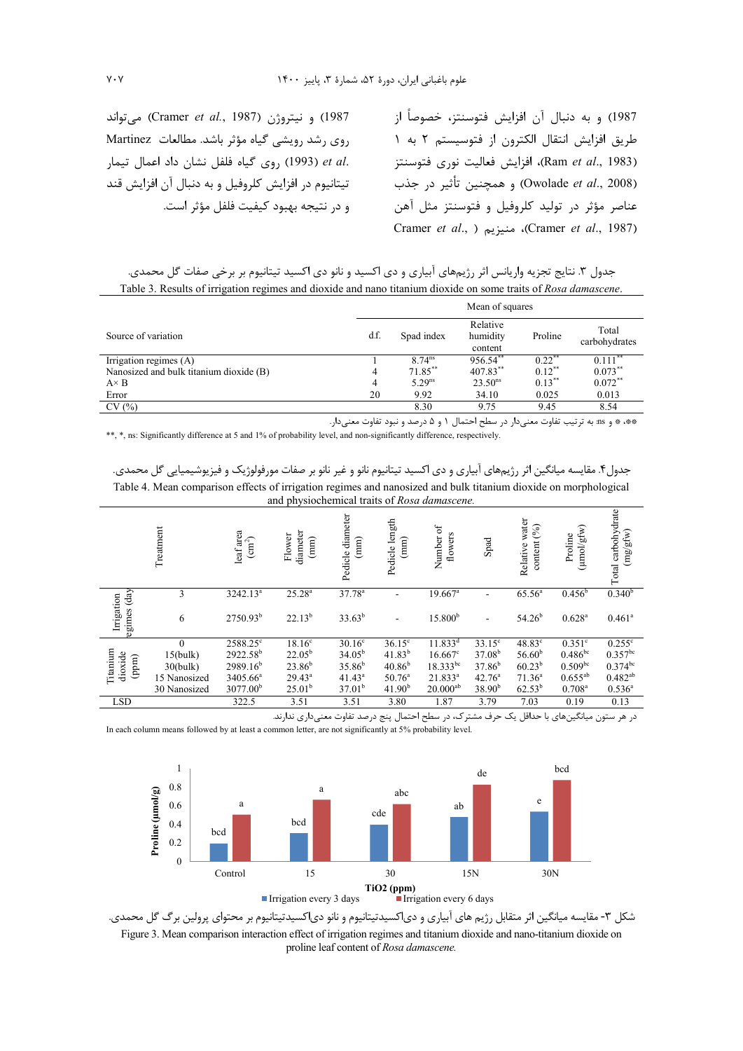1987) و به دنبال آن افزایش فتوسنتز، خصوصاً از طریق افزایش انتقال الکترون از فتوسیستم ۲ به ۱ (Ram *et al*., 1983)، افزایش فعالیت نوری فتوسنتز (Owolade *et al*., 2008) و همچنین تأثیر در جذب عناصر مؤثر در تولید کلروفیل و فتوسنتز مثل آهن (Cramer *et al*., 1987)، منیزیم (Cramer *et al*., 1987) و نیتروژن (Cramer *et al*., 1987) می‌تواند روی رشد رویشی گیاه مؤثر باشد. مطالعات Martinez *et al*. (1993) روی گیاه فلفل نشان داد اعمال تیمار تیتانیوم در افزایش کلروفیل و به دنبال آن افزایش قند و در نتیجه بهبود کیفیت فلفل مؤثر است.

جدول ۳. نتایج تجزیه واریانس اثر رژیم‌های آبیاری و دی اکسید و نانو دی اکسید تیتانیوم بر برخی صفات گل محمدی.

Table 3. Results of irrigation regimes and dioxide and nano titanium dioxide on some traits of *Rosa damascene*.

| Source of variation | d.f. | Mean of squares | | | |
|---|---|---|---|---|---|
| | | Spad index | Relative humidity content | Proline | Total carbohydrates |
| Irrigation regimes (A) | 1 | 8.74[ns] | 956.54[**] | 0.22[**] | 0.111[**] |
| Nanosized and bulk titanium dioxide (B) | 4 | 71.85[**] | 407.83[**] | 0.12[**] | 0.073[**] |
| A× B | 4 | 5.29[ns] | 23.50[ns] | 0.13[**] | 0.072[**] |
| Error | 20 | 9.92 | 34.10 | 0.025 | 0.013 |
| CV (%) | | 8.30 | 9.75 | 9.45 | 8.54 |

**، * و ns: به ترتیب تفاوت معنی‌دار در سطح احتمال ۱ و ۵ درصد و نبود تفاوت معنی‌دار.

**, *, ns: Significantly difference at 5 and 1% of probability level, and non-significantly difference, respectively.

جدول۴. مقایسه میانگین اثر رژیم‌های آبیاری و دی اکسید تیتانیوم نانو و غیر نانو بر صفات مورفولوژیک و فیزیوشیمیایی گل محمدی.

Table 4. Mean comparison effects of irrigation regimes and nanosized and bulk titanium dioxide on morphological and physiochemical traits of *Rosa damascene.*

| | Treatment | leaf area ($cm^2$) | Flower diameter (mm) | Pedicle diameter (mm) | Pedicle length (mm) | Number of flowers | Spad | Relative water content (%) | Proline (µmol/gfw) | Total carbohydrate (mg/gfw) |
|---|---|---|---|---|---|---|---|---|---|---|
| Irrigation regimes (day) | 3 | 3242.13[a] | 25.28[a] | 37.78[a] | - | 19.667[a] | - | 65.56[a] | 0.456[b] | 0.340[b] |
| | 6 | 2750.93[b] | 22.13[b] | 33.63[b] | - | 15.800[b] | - | 54.26[b] | 0.628[a] | 0.461[a] |
| Titanium dioxide (ppm) | 0 | 2588.25[c] | 18.16[c] | 30.16[c] | 36.15[c] | 11.833[d] | 33.15[c] | 48.83[c] | 0.351[c] | 0.255[c] |
| | 15(bulk) | 2922.58[b] | 22.05[b] | 34.05[b] | 41.83[b] | 16.667[c] | 37.08[b] | 56.60[b] | 0.486[bc] | 0.357[bc] |
| | 30(bulk) | 2989.16[b] | 23.86[b] | 35.86[b] | 40.86[b] | 18.333[bc] | 37.86[b] | 60.23[b] | 0.509[bc] | 0.374[bc] |
| | 15 Nanosized | 3405.66[a] | 29.43[a] | 41.43[a] | 50.76[a] | 21.833[a] | 42.76[a] | 71.36[a] | 0.655[ab] | 0.482[ab] |
| | 30 Nanosized | 3077.00[b] | 25.01[b] | 37.01[b] | 41.90[b] | 20.000[ab] | 38.90[b] | 62.53[b] | 0.708[a] | 0.536[a] |
| LSD | | 322.5 | 3.51 | 3.51 | 3.80 | 1.87 | 3.79 | 7.03 | 0.19 | 0.13 |

در هر ستون میانگین‌های با حداقل یک حرف مشترک، در سطح احتمال پنج درصد تفاوت معنی‌داری ندارند.

In each column means followed by at least a common letter, are not significantly at 5% probability level.

شکل ۳- مقایسه میانگین اثر متقابل رژیم های آبیاری و دی‌اکسیدتیتانیوم و نانو دی‌اکسیدتیتانیوم بر محتوای پرولین برگ گل محمدی.

Figure 3. Mean comparison interaction effect of irrigation regimes and titanium dioxide and nano-titanium dioxide on proline leaf content of *Rosa damascene.*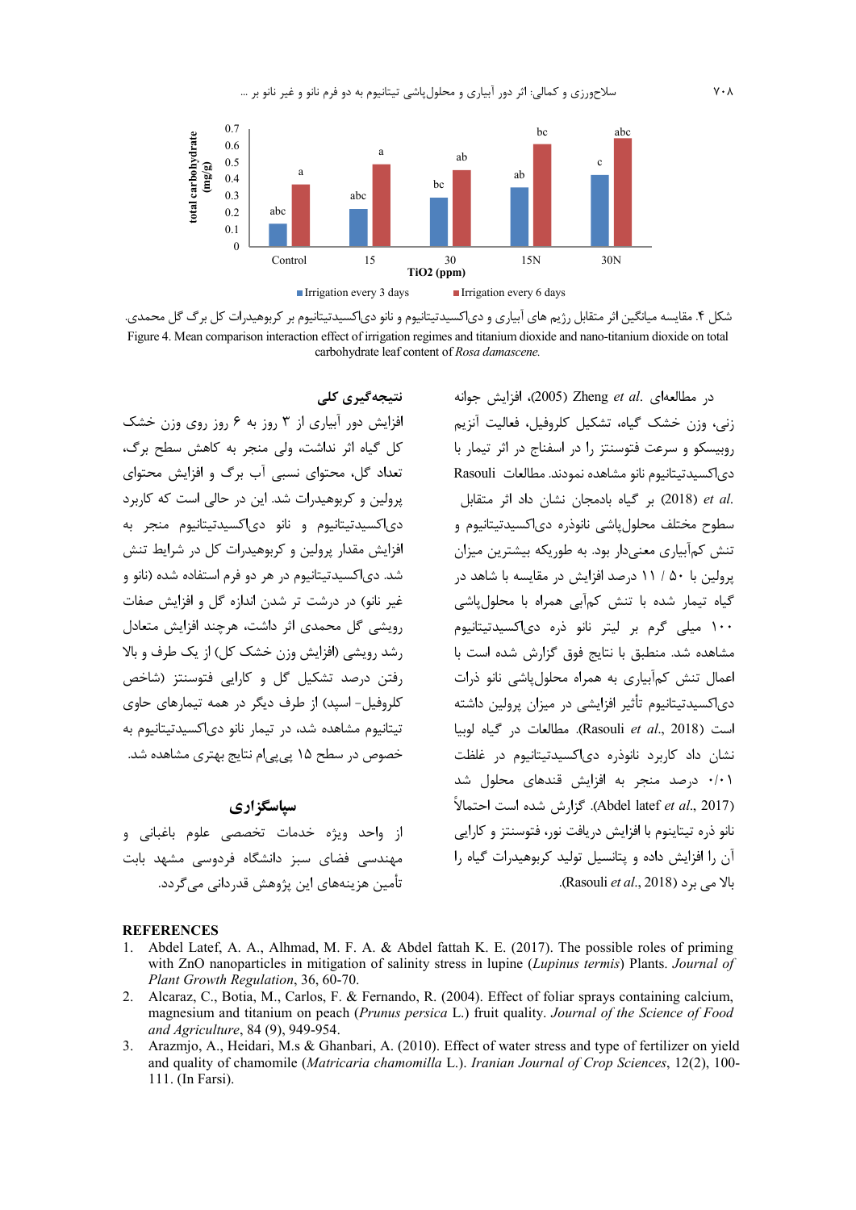شکل ۴. مقایسه میانگین اثر متقابل رژیم های آبیاری و دی‌اکسیدتیتانیوم و نانو دی‌اکسیدتیتانیوم بر کربوهیدرات کل برگ گل محمدی.

Figure 4. Mean comparison interaction effect of irrigation regimes and titanium dioxide and nano-titanium dioxide on total carbohydrate leaf content of *Rosa damascene.*

در مطالعه‌ای .Zheng *et al* (2005)، افزایش جوانه زنی، وزن خشک گیاه، تشکیل کلروفیل، فعالیت آنزیم روبیسکو و سرعت فتوسنتز را در اسفناج در اثر تیمار با دی‌اکسیدتیتانیوم نانو مشاهده نمودند. مطالعات Rasouli *et al.* (2018) بر گیاه بادمجان نشان داد اثر متقابل سطوح مختلف محلول‌پاشی نانوذره دی‌اکسیدتیتانیوم و تنش کم‌آبیاری معنی‌دار بود. به طوریکه بیشترین میزان پرولین با ۵۰ / ۱۱ درصد افزایش در مقایسه با شاهد در گیاه تیمار شده با تنش کم‌آبی همراه با محلول‌پاشی ۱۰۰ میلی گرم بر لیتر نانو ذره دی‌اکسیدتیتانیوم مشاهده شد. منطبق با نتایج فوق گزارش شده است با اعمال تنش کم‌آبیاری به همراه محلول‌پاشی نانو ذرات دی‌اکسیدتیتانیوم تأثیر افزایشی در میزان پرولین داشته است (Rasouli *et al.*, 2018). مطالعات در گیاه لوبیا نشان داد کاربرد نانوذره دی‌اکسیدتیتانیوم در غلظت ۰/۰۱ درصد منجر به افزایش قندهای محلول شد (Abdel latef *et al.*, 2017). گزارش شده است احتمالاً نانو ذره تیتانیوم با افزایش دریافت نور، فوتسنتز و کارایی آن را افزایش داده و پتانسیل تولید کربوهیدرات گیاه را بالا می برد (Rasouli *et al.*, 2018).

## نتیجه‌گیری کلی

افزایش دور آبیاری از ۳ روز به ۶ روز روی وزن خشک کل گیاه اثر نداشت، ولی منجر به کاهش سطح برگ، تعداد گل، محتوای نسبی آب برگ و افزایش محتوای پرولین و کربوهیدرات شد. این در حالی است که کاربرد دی‌اکسیدتیتانیوم و نانو دی‌اکسیدتیتانیوم منجر به افزایش مقدار پرولین و کربوهیدرات کل در شرایط تنش شد. دی‌اکسیدتیتانیوم در هر دو فرم استفاده شده (نانو و غیر نانو) در درشت تر شدن اندازه گل و افزایش صفات رویشی گل محمدی اثر داشت، هرچند افزایش متعادل رشد رویشی (افزایش وزن خشک کل) از یک طرف و بالا رفتن درصد تشکیل گل و کارایی فتوسنتز (شاخص کلروفیل- اسپد) از طرف دیگر در همه تیمارهای حاوی تیتانیوم مشاهده شد، در تیمار نانو دی‌اکسیدتیتانیوم به خصوص در سطح ۱۵ پی‌پی‌ام نتایج بهتری مشاهده شد.

## سپاسگزاری

از واحد ویژه خدمات تخصصی علوم باغبانی و مهندسی فضای سبز دانشگاه فردوسی مشهد بابت تأمین هزینه‌های این پژوهش قدردانی می‌گردد.

## REFERENCES

1. Abdel Latef, A. A., Alhmad, M. F. A. & Abdel fattah K. E. (2017). The possible roles of priming with ZnO nanoparticles in mitigation of salinity stress in lupine (*Lupinus termis*) Plants. *Journal of Plant Growth Regulation*, 36, 60-70.
2. Alcaraz, C., Botia, M., Carlos, F. & Fernando, R. (2004). Effect of foliar sprays containing calcium, magnesium and titanium on peach (*Prunus persica* L.) fruit quality. *Journal of the Science of Food and Agriculture*, 84 (9), 949-954.
3. Arazmjo, A., Heidari, M.s & Ghanbari, A. (2010). Effect of water stress and type of fertilizer on yield and quality of chamomile (*Matricaria chamomilla* L.). *Iranian Journal of Crop Sciences*, 12(2), 100-111. (In Farsi).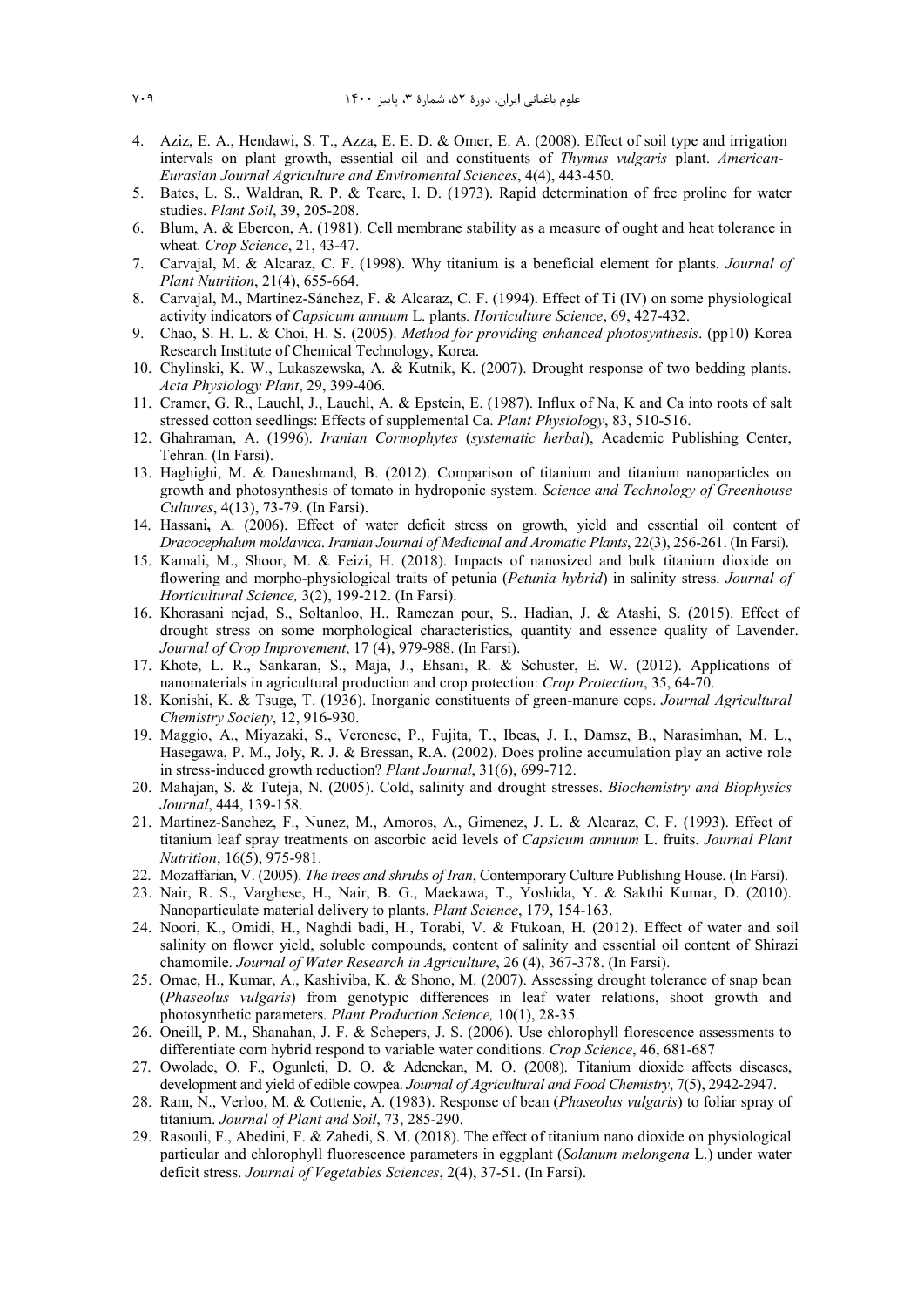4. Aziz, E. A., Hendawi, S. T., Azza, E. E. D. & Omer, E. A. (2008). Effect of soil type and irrigation intervals on plant growth, essential oil and constituents of *Thymus vulgaris* plant. *American-Eurasian Journal Agriculture and Enviromental Sciences*, 4(4), 443-450.
5. Bates, L. S., Waldran, R. P. & Teare, I. D. (1973). Rapid determination of free proline for water studies. *Plant Soil*, 39, 205-208.
6. Blum, A. & Ebercon, A. (1981). Cell membrane stability as a measure of ought and heat tolerance in wheat. *Crop Science*, 21, 43-47.
7. Carvajal, M. & Alcaraz, C. F. (1998). Why titanium is a beneficial element for plants. *Journal of Plant Nutrition*, 21(4), 655-664.
8. Carvajal, M., Martínez-Sánchez, F. & Alcaraz, C. F. (1994). Effect of Ti (IV) on some physiological activity indicators of *Capsicum annuum* L. plants. *Horticulture Science*, 69, 427-432.
9. Chao, S. H. L. & Choi, H. S. (2005). *Method for providing enhanced photosynthesis*. (pp10) Korea Research Institute of Chemical Technology, Korea.
10. Chylinski, K. W., Lukaszewska, A. & Kutnik, K. (2007). Drought response of two bedding plants. *Acta Physiology Plant*, 29, 399-406.
11. Cramer, G. R., Lauchl, J., Lauchl, A. & Epstein, E. (1987). Influx of Na, K and Ca into roots of salt stressed cotton seedlings: Effects of supplemental Ca. *Plant Physiology*, 83, 510-516.
12. Ghahraman, A. (1996). *Iranian Cormophytes* (*systematic herbal*), Academic Publishing Center, Tehran. (In Farsi).
13. Haghighi, M. & Daneshmand, B. (2012). Comparison of titanium and titanium nanoparticles on growth and photosynthesis of tomato in hydroponic system. *Science and Technology of Greenhouse Cultures*, 4(13), 73-79. (In Farsi).
14. Hassani**,** A. (2006). Effect of water deficit stress on growth, yield and essential oil content of *Dracocephalum moldavica*. *Iranian Journal of Medicinal and Aromatic Plants*, 22(3), 256-261. (In Farsi).
15. Kamali, M., Shoor, M. & Feizi, H. (2018). Impacts of nanosized and bulk titanium dioxide on flowering and morpho-physiological traits of petunia (*Petunia hybrid*) in salinity stress. *Journal of Horticultural Science,* 3(2), 199-212. (In Farsi).
16. Khorasani nejad, S., Soltanloo, H., Ramezan pour, S., Hadian, J. & Atashi, S. (2015). Effect of drought stress on some morphological characteristics, quantity and essence quality of Lavender. *Journal of Crop Improvement*, 17 (4), 979-988. (In Farsi).
17. Khote, L. R., Sankaran, S., Maja, J., Ehsani, R. & Schuster, E. W. (2012). Applications of nanomaterials in agricultural production and crop protection: *Crop Protection*, 35, 64-70.
18. Konishi, K. & Tsuge, T. (1936). Inorganic constituents of green-manure cops. *Journal Agricultural Chemistry Society*, 12, 916-930.
19. Maggio, A., Miyazaki, S., Veronese, P., Fujita, T., Ibeas, J. I., Damsz, B., Narasimhan, M. L., Hasegawa, P. M., Joly, R. J. & Bressan, R.A. (2002). Does proline accumulation play an active role in stress-induced growth reduction? *Plant Journal*, 31(6), 699-712.
20. Mahajan, S. & Tuteja, N. (2005). Cold, salinity and drought stresses. *Biochemistry and Biophysics Journal*, 444, 139-158.
21. Martinez-Sanchez, F., Nunez, M., Amoros, A., Gimenez, J. L. & Alcaraz, C. F. (1993). Effect of titanium leaf spray treatments on ascorbic acid levels of *Capsicum annuum* L. fruits. *Journal Plant Nutrition*, 16(5), 975-981.
22. Mozaffarian, V. (2005). *The trees and shrubs of Iran*, Contemporary Culture Publishing House. (In Farsi).
23. Nair, R. S., Varghese, H., Nair, B. G., Maekawa, T., Yoshida, Y. & Sakthi Kumar, D. (2010). Nanoparticulate material delivery to plants. *Plant Science*, 179, 154-163.
24. Noori, K., Omidi, H., Naghdi badi, H., Torabi, V. & Ftukoan, H. (2012). Effect of water and soil salinity on flower yield, soluble compounds, content of salinity and essential oil content of Shirazi chamomile. *Journal of Water Research in Agriculture*, 26 (4), 367-378. (In Farsi).
25. Omae, H., Kumar, A., Kashiviba, K. & Shono, M. (2007). Assessing drought tolerance of snap bean (*Phaseolus vulgaris*) from genotypic differences in leaf water relations, shoot growth and photosynthetic parameters. *Plant Production Science,* 10(1), 28-35.
26. Oneill, P. M., Shanahan, J. F. & Schepers, J. S. (2006). Use chlorophyll florescence assessments to differentiate corn hybrid respond to variable water conditions. *Crop Science*, 46, 681-687
27. Owolade, O. F., Ogunleti, D. O. & Adenekan, M. O. (2008). Titanium dioxide affects diseases, development and yield of edible cowpea. *Journal of Agricultural and Food Chemistry*, 7(5), 2942-2947.
28. Ram, N., Verloo, M. & Cottenie, A. (1983). Response of bean (*Phaseolus vulgaris*) to foliar spray of titanium. *Journal of Plant and Soil*, 73, 285-290.
29. Rasouli, F., Abedini, F. & Zahedi, S. M. (2018). The effect of titanium nano dioxide on physiological particular and chlorophyll fluorescence parameters in eggplant (*Solanum melongena* L.) under water deficit stress. *Journal of Vegetables Sciences*, 2(4), 37-51. (In Farsi).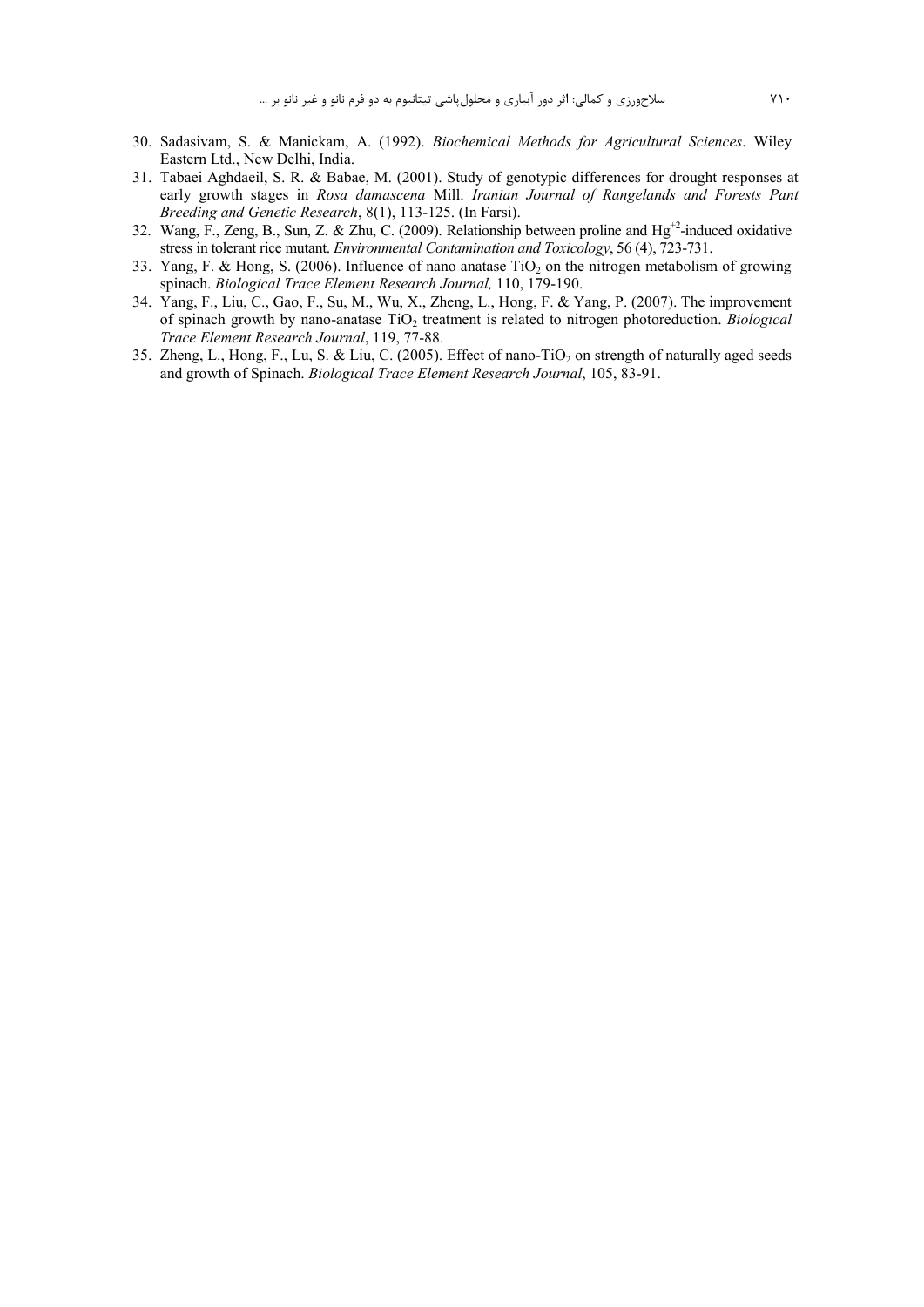30. Sadasivam, S. & Manickam, A. (1992). *Biochemical Methods for Agricultural Sciences*. Wiley Eastern Ltd., New Delhi, India.
31. Tabaei Aghdaeil, S. R. & Babae, M. (2001). Study of genotypic differences for drought responses at early growth stages in *Rosa damascena* Mill. *Iranian Journal of Rangelands and Forests Pant Breeding and Genetic Research*, 8(1), 113-125. (In Farsi).
32. Wang, F., Zeng, B., Sun, Z. & Zhu, C. (2009). Relationship between proline and $Hg^{+2}$-induced oxidative stress in tolerant rice mutant. *Environmental Contamination and Toxicology*, 56 (4), 723-731.
33. Yang, F. & Hong, S. (2006). Influence of nano anatase $TiO_2$ on the nitrogen metabolism of growing spinach. *Biological Trace Element Research Journal,* 110, 179-190.
34. Yang, F., Liu, C., Gao, F., Su, M., Wu, X., Zheng, L., Hong, F. & Yang, P. (2007). The improvement of spinach growth by nano-anatase $TiO_2$ treatment is related to nitrogen photoreduction. *Biological Trace Element Research Journal*, 119, 77-88.
35. Zheng, L., Hong, F., Lu, S. & Liu, C. (2005). Effect of nano-$TiO_2$ on strength of naturally aged seeds and growth of Spinach. *Biological Trace Element Research Journal*, 105, 83-91.